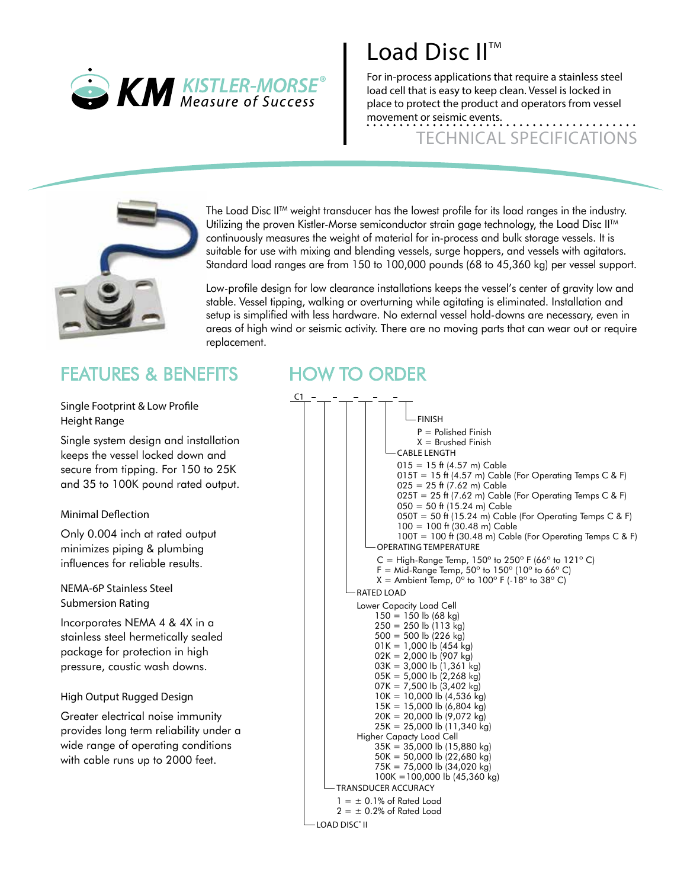KM KISTLER-MORSE® Measure of Success

# Load Disc II™

For in-process applications that require a stainless steel load cell that is easy to keep clean. Vessel is locked in place to protect the product and operators from vessel movement or seismic events.

TECHNICAL SPECIFICATIONS

The Load Disc II™ weight transducer has the lowest profile for its load ranges in the industry. Utilizing the proven Kistler-Morse semiconductor strain gage technology, the Load Disc II™ continuously measures the weight of material for in-process and bulk storage vessels. It is suitable for use with mixing and blending vessels, surge hoppers, and vessels with agitators. Standard load ranges are from 150 to 100,000 pounds (68 to 45,360 kg) per vessel support.

Low-profile design for low clearance installations keeps the vessel's center of gravity low and stable. Vessel tipping, walking or overturning while agitating is eliminated. Installation and setup is simplified with less hardware. No external vessel hold-downs are necessary, even in areas of high wind or seismic activity. There are no moving parts that can wear out or require replacement.

## FEATURES & BENEFITS

### Single Footprint & Low Profile Height Range

Single system design and installation keeps the vessel locked down and secure from tipping. For 150 to 25K and 35 to 100K pound rated output.

### Minimal Deflection

Only 0.004 inch at rated output minimizes piping & plumbing influences for reliable results.

### NEMA-6P Stainless Steel Submersion Rating

Incorporates NEMA 4 & 4X in a stainless steel hermetically sealed package for protection in high pressure, caustic wash downs.

### High Output Rugged Design

Greater electrical noise immunity provides long term reliability under a wide range of operating conditions with cable runs up to 2000 feet.

## HOW TO ORDER

C1 – \_ – \_ – \_ – \_ – \_

**FINISH**
- P = Polished Finish
- X = Brushed Finish

**CABLE LENGTH**
- 015 = 15 ft (4.57 m) Cable
- 015T = 15 ft (4.57 m) Cable (For Operating Temps C & F)
- 025 = 25 ft (7.62 m) Cable
- 025T = 25 ft (7.62 m) Cable (For Operating Temps C & F)
- 050 = 50 ft (15.24 m) Cable
- 050T = 50 ft (15.24 m) Cable (For Operating Temps C & F)
- 100 = 100 ft (30.48 m) Cable
- 100T = 100 ft (30.48 m) Cable (For Operating Temps C & F)

**OPERATING TEMPERATURE**
- C = High-Range Temp, 150° to 250° F (66° to 121° C)
- F = Mid-Range Temp, 50° to 150° (10° to 66° C)
- X = Ambient Temp, 0° to 100° F (-18° to 38° C)

**RATED LOAD**

Lower Capacity Load Cell
- 150 = 150 lb (68 kg)
- 250 = 250 lb (113 kg)
- 500 = 500 lb (226 kg)
- 01K = 1,000 lb (454 kg)
- 02K = 2,000 lb (907 kg)
- 03K = 3,000 lb (1,361 kg)
- 05K = 5,000 lb (2,268 kg)
- 07K = 7,500 lb (3,402 kg)
- 10K = 10,000 lb (4,536 kg)
- 15K = 15,000 lb (6,804 kg)
- 20K = 20,000 lb (9,072 kg)
- 25K = 25,000 lb (11,340 kg)

Higher Capacty Load Cell
- 35K = 35,000 lb (15,880 kg)
- 50K = 50,000 lb (22,680 kg)
- 75K = 75,000 lb (34,020 kg)
- 100K =100,000 lb (45,360 kg)

**TRANSDUCER ACCURACY**
- 1 = ± 0.1% of Rated Load
- 2 = ± 0.2% of Rated Load

**LOAD DISC® II**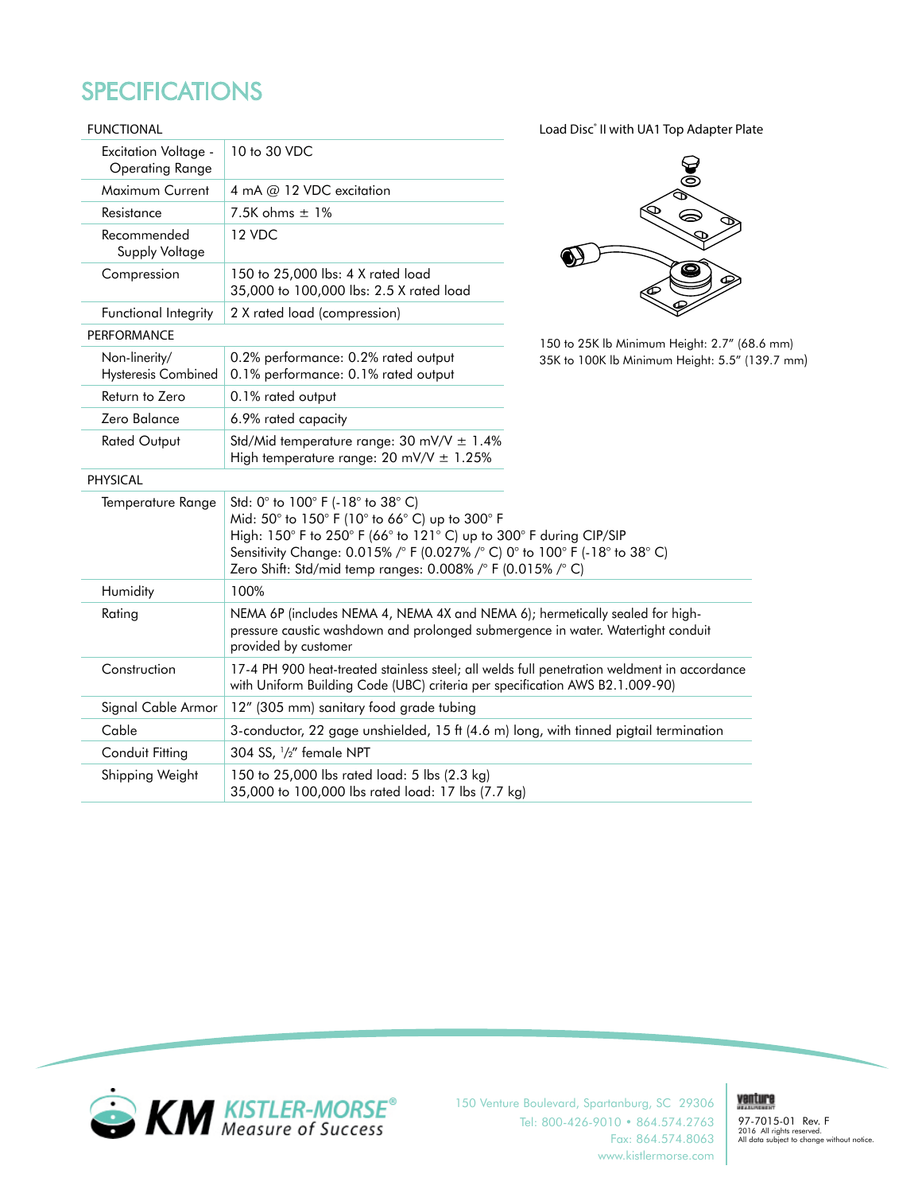## SPECIFICATIONS

| | |
|---|---|
| **FUNCTIONAL** | |
| Excitation Voltage - Operating Range | 10 to 30 VDC |
| Maximum Current | 4 mA @ 12 VDC excitation |
| Resistance | 7.5K ohms ± 1% |
| Recommended Supply Voltage | 12 VDC |
| Compression | 150 to 25,000 lbs: 4 X rated load<br>35,000 to 100,000 lbs: 2.5 X rated load |
| Functional Integrity | 2 X rated load (compression) |
| **PERFORMANCE** | |
| Non-linerity/ Hysteresis Combined | 0.2% performance: 0.2% rated output<br>0.1% performance: 0.1% rated output |
| Return to Zero | 0.1% rated output |
| Zero Balance | 6.9% rated capacity |
| Rated Output | Std/Mid temperature range: 30 mV/V ± 1.4%<br>High temperature range: 20 mV/V ± 1.25% |
| **PHYSICAL** | |
| Temperature Range | Std: 0° to 100° F (-18° to 38° C)<br>Mid: 50° to 150° F (10° to 66° C) up to 300° F<br>High: 150° F to 250° F (66° to 121° C) up to 300° F during CIP/SIP<br>Sensitivity Change: 0.015% /° F (0.027% /° C) 0° to 100° F (-18° to 38° C)<br>Zero Shift: Std/mid temp ranges: 0.008% /° F (0.015% /° C) |
| Humidity | 100% |
| Rating | NEMA 6P (includes NEMA 4, NEMA 4X and NEMA 6); hermetically sealed for high-pressure caustic washdown and prolonged submergence in water. Watertight conduit provided by customer |
| Construction | 17-4 PH 900 heat-treated stainless steel; all welds full penetration weldment in accordance with Uniform Building Code (UBC) criteria per specification AWS B2.1.009-90) |
| Signal Cable Armor | 12" (305 mm) sanitary food grade tubing |
| Cable | 3-conductor, 22 gage unshielded, 15 ft (4.6 m) long, with tinned pigtail termination |
| Conduit Fitting | 304 SS, ½" female NPT |
| Shipping Weight | 150 to 25,000 lbs rated load: 5 lbs (2.3 kg)<br>35,000 to 100,000 lbs rated load: 17 lbs (7.7 kg) |

Load Disc® II with UA1 Top Adapter Plate

150 to 25K lb Minimum Height: 2.7" (68.6 mm)
35K to 100K lb Minimum Height: 5.5" (139.7 mm)

KM KISTLER-MORSE® Measure of Success

150 Venture Boulevard, Spartanburg, SC 29306
Tel: 800-426-9010 • 864.574.2763
Fax: 864.574.8063
www.kistlermorse.com

97-7015-01 Rev. F
2016 All rights reserved.
All data subject to change without notice.